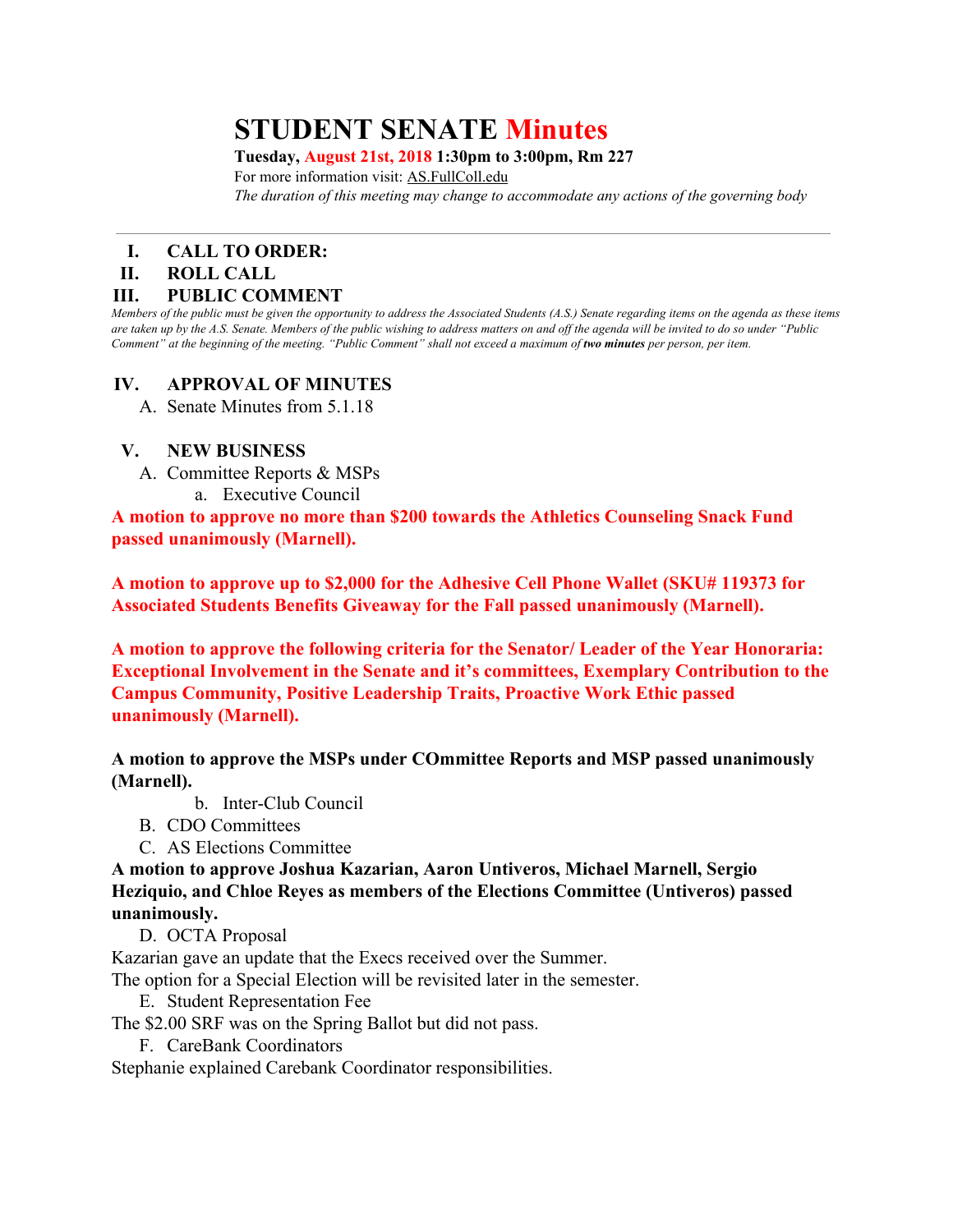# STUDENT SENATE Minutes

**Tuesday, August 21st, 2018 1:30pm to 3:00pm, Rm 227**

For more information visit: AS.FullColl.edu

*The duration of this meeting may change to accommodate any actions of the governing body*

---

## I. CALL TO ORDER:

## II. ROLL CALL

## III. PUBLIC COMMENT

*Members of the public must be given the opportunity to address the Associated Students (A.S.) Senate regarding items on the agenda as these items are taken up by the A.S. Senate. Members of the public wishing to address matters on and off the agenda will be invited to do so under "Public Comment" at the beginning of the meeting. "Public Comment" shall not exceed a maximum of **two minutes** per person, per item.*

## IV. APPROVAL OF MINUTES

A. Senate Minutes from 5.1.18

## V. NEW BUSINESS

A. Committee Reports & MSPs

a. Executive Council

**A motion to approve no more than $200 towards the Athletics Counseling Snack Fund passed unanimously (Marnell).**

**A motion to approve up to $2,000 for the Adhesive Cell Phone Wallet (SKU# 119373 for Associated Students Benefits Giveaway for the Fall passed unanimously (Marnell).**

**A motion to approve the following criteria for the Senator/ Leader of the Year Honoraria: Exceptional Involvement in the Senate and it's committees, Exemplary Contribution to the Campus Community, Positive Leadership Traits, Proactive Work Ethic passed unanimously (Marnell).**

**A motion to approve the MSPs under COmmittee Reports and MSP passed unanimously (Marnell).**

b. Inter-Club Council

B. CDO Committees

C. AS Elections Committee

**A motion to approve Joshua Kazarian, Aaron Untiveros, Michael Marnell, Sergio Heziquio, and Chloe Reyes as members of the Elections Committee (Untiveros) passed unanimously.**

D. OCTA Proposal

Kazarian gave an update that the Execs received over the Summer.

The option for a Special Election will be revisited later in the semester.

E. Student Representation Fee

The $2.00 SRF was on the Spring Ballot but did not pass.

F. CareBank Coordinators

Stephanie explained Carebank Coordinator responsibilities.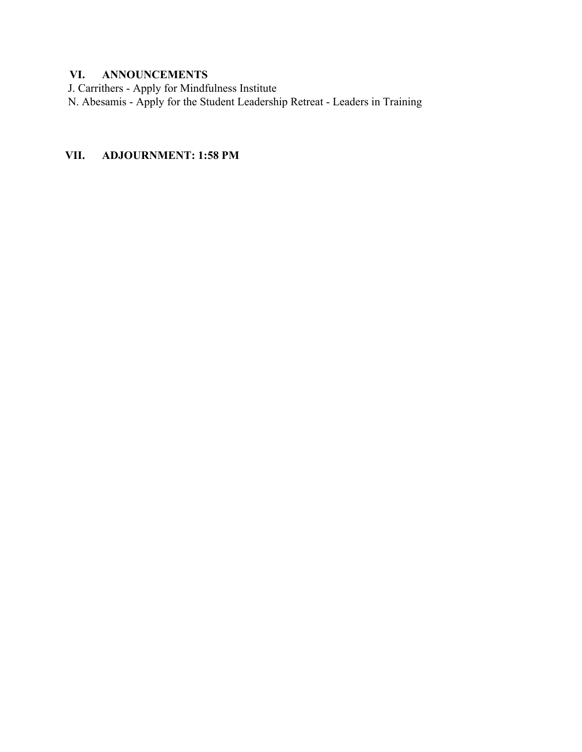## VI. ANNOUNCEMENTS

J. Carrithers - Apply for Mindfulness Institute

N. Abesamis - Apply for the Student Leadership Retreat - Leaders in Training

## VII. ADJOURNMENT: 1:58 PM